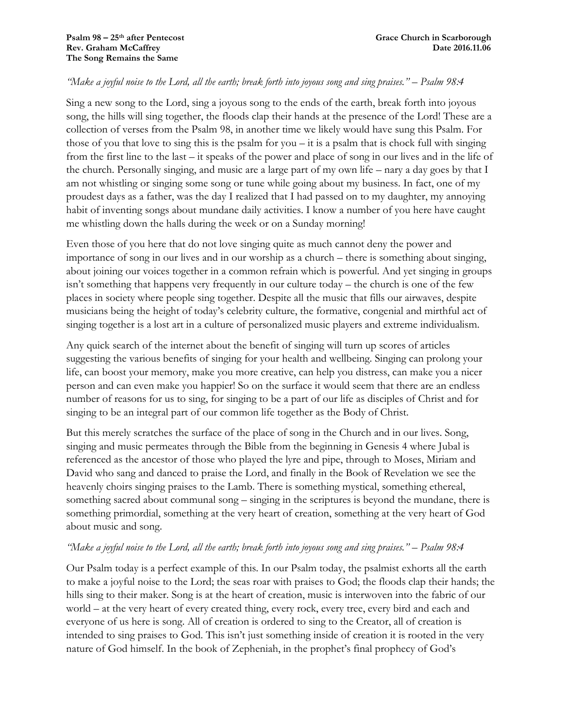**Psalm 98 – 25th after Pentecost** **Grace Church in Scarborough**
**Rev. Graham McCaffrey** **Date 2016.11.06**
**The Song Remains the Same**

*"Make a joyful noise to the Lord, all the earth; break forth into joyous song and sing praises." – Psalm 98:4*

Sing a new song to the Lord, sing a joyous song to the ends of the earth, break forth into joyous song, the hills will sing together, the floods clap their hands at the presence of the Lord! These are a collection of verses from the Psalm 98, in another time we likely would have sung this Psalm. For those of you that love to sing this is the psalm for you – it is a psalm that is chock full with singing from the first line to the last – it speaks of the power and place of song in our lives and in the life of the church. Personally singing, and music are a large part of my own life – nary a day goes by that I am not whistling or singing some song or tune while going about my business. In fact, one of my proudest days as a father, was the day I realized that I had passed on to my daughter, my annoying habit of inventing songs about mundane daily activities. I know a number of you here have caught me whistling down the halls during the week or on a Sunday morning!

Even those of you here that do not love singing quite as much cannot deny the power and importance of song in our lives and in our worship as a church – there is something about singing, about joining our voices together in a common refrain which is powerful. And yet singing in groups isn't something that happens very frequently in our culture today – the church is one of the few places in society where people sing together. Despite all the music that fills our airwaves, despite musicians being the height of today's celebrity culture, the formative, congenial and mirthful act of singing together is a lost art in a culture of personalized music players and extreme individualism.

Any quick search of the internet about the benefit of singing will turn up scores of articles suggesting the various benefits of singing for your health and wellbeing. Singing can prolong your life, can boost your memory, make you more creative, can help you distress, can make you a nicer person and can even make you happier! So on the surface it would seem that there are an endless number of reasons for us to sing, for singing to be a part of our life as disciples of Christ and for singing to be an integral part of our common life together as the Body of Christ.

But this merely scratches the surface of the place of song in the Church and in our lives. Song, singing and music permeates through the Bible from the beginning in Genesis 4 where Jubal is referenced as the ancestor of those who played the lyre and pipe, through to Moses, Miriam and David who sang and danced to praise the Lord, and finally in the Book of Revelation we see the heavenly choirs singing praises to the Lamb. There is something mystical, something ethereal, something sacred about communal song – singing in the scriptures is beyond the mundane, there is something primordial, something at the very heart of creation, something at the very heart of God about music and song.

*"Make a joyful noise to the Lord, all the earth; break forth into joyous song and sing praises." – Psalm 98:4*

Our Psalm today is a perfect example of this. In our Psalm today, the psalmist exhorts all the earth to make a joyful noise to the Lord; the seas roar with praises to God; the floods clap their hands; the hills sing to their maker. Song is at the heart of creation, music is interwoven into the fabric of our world – at the very heart of every created thing, every rock, every tree, every bird and each and everyone of us here is song. All of creation is ordered to sing to the Creator, all of creation is intended to sing praises to God. This isn't just something inside of creation it is rooted in the very nature of God himself. In the book of Zepheniah, in the prophet's final prophecy of God's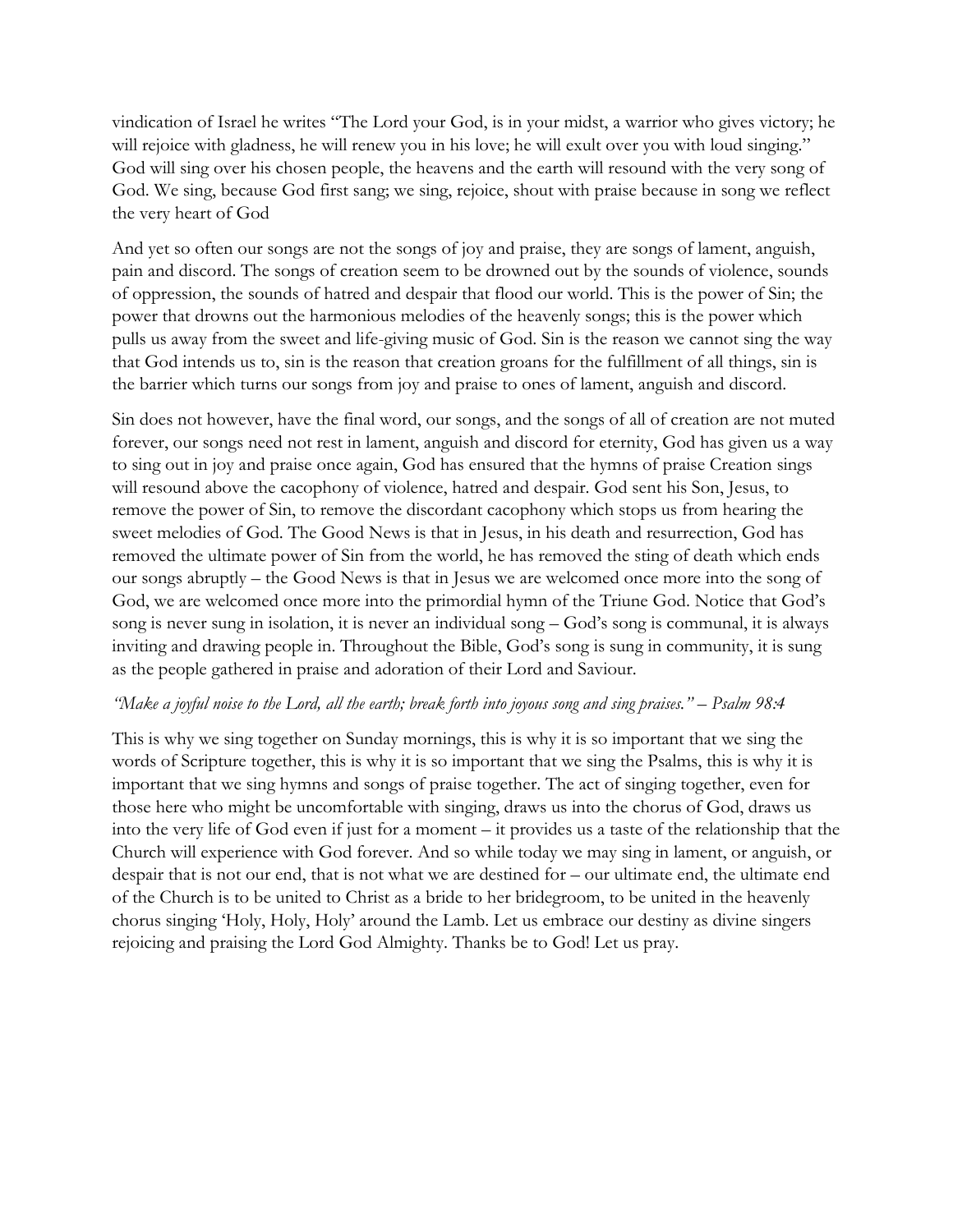vindication of Israel he writes "The Lord your God, is in your midst, a warrior who gives victory; he will rejoice with gladness, he will renew you in his love; he will exult over you with loud singing." God will sing over his chosen people, the heavens and the earth will resound with the very song of God. We sing, because God first sang; we sing, rejoice, shout with praise because in song we reflect the very heart of God

And yet so often our songs are not the songs of joy and praise, they are songs of lament, anguish, pain and discord. The songs of creation seem to be drowned out by the sounds of violence, sounds of oppression, the sounds of hatred and despair that flood our world. This is the power of Sin; the power that drowns out the harmonious melodies of the heavenly songs; this is the power which pulls us away from the sweet and life-giving music of God. Sin is the reason we cannot sing the way that God intends us to, sin is the reason that creation groans for the fulfillment of all things, sin is the barrier which turns our songs from joy and praise to ones of lament, anguish and discord.

Sin does not however, have the final word, our songs, and the songs of all of creation are not muted forever, our songs need not rest in lament, anguish and discord for eternity, God has given us a way to sing out in joy and praise once again, God has ensured that the hymns of praise Creation sings will resound above the cacophony of violence, hatred and despair. God sent his Son, Jesus, to remove the power of Sin, to remove the discordant cacophony which stops us from hearing the sweet melodies of God. The Good News is that in Jesus, in his death and resurrection, God has removed the ultimate power of Sin from the world, he has removed the sting of death which ends our songs abruptly – the Good News is that in Jesus we are welcomed once more into the song of God, we are welcomed once more into the primordial hymn of the Triune God. Notice that God's song is never sung in isolation, it is never an individual song – God's song is communal, it is always inviting and drawing people in. Throughout the Bible, God's song is sung in community, it is sung as the people gathered in praise and adoration of their Lord and Saviour.

*"Make a joyful noise to the Lord, all the earth; break forth into joyous song and sing praises." – Psalm 98:4*

This is why we sing together on Sunday mornings, this is why it is so important that we sing the words of Scripture together, this is why it is so important that we sing the Psalms, this is why it is important that we sing hymns and songs of praise together. The act of singing together, even for those here who might be uncomfortable with singing, draws us into the chorus of God, draws us into the very life of God even if just for a moment – it provides us a taste of the relationship that the Church will experience with God forever. And so while today we may sing in lament, or anguish, or despair that is not our end, that is not what we are destined for – our ultimate end, the ultimate end of the Church is to be united to Christ as a bride to her bridegroom, to be united in the heavenly chorus singing 'Holy, Holy, Holy' around the Lamb. Let us embrace our destiny as divine singers rejoicing and praising the Lord God Almighty. Thanks be to God! Let us pray.